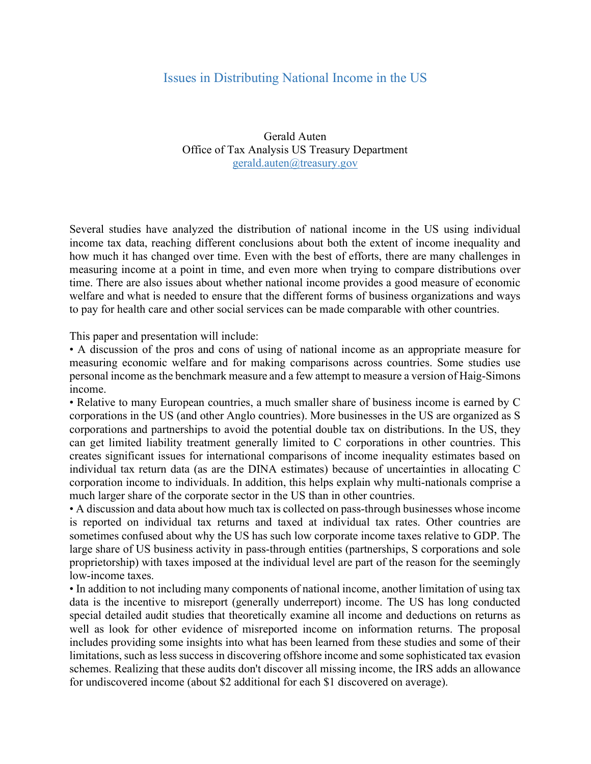# Issues in Distributing National Income in the US

Gerald Auten
Office of Tax Analysis US Treasury Department
gerald.auten@treasury.gov

Several studies have analyzed the distribution of national income in the US using individual income tax data, reaching different conclusions about both the extent of income inequality and how much it has changed over time. Even with the best of efforts, there are many challenges in measuring income at a point in time, and even more when trying to compare distributions over time. There are also issues about whether national income provides a good measure of economic welfare and what is needed to ensure that the different forms of business organizations and ways to pay for health care and other social services can be made comparable with other countries.

This paper and presentation will include:

- A discussion of the pros and cons of using of national income as an appropriate measure for measuring economic welfare and for making comparisons across countries. Some studies use personal income as the benchmark measure and a few attempt to measure a version of Haig-Simons income.
- Relative to many European countries, a much smaller share of business income is earned by C corporations in the US (and other Anglo countries). More businesses in the US are organized as S corporations and partnerships to avoid the potential double tax on distributions. In the US, they can get limited liability treatment generally limited to C corporations in other countries. This creates significant issues for international comparisons of income inequality estimates based on individual tax return data (as are the DINA estimates) because of uncertainties in allocating C corporation income to individuals. In addition, this helps explain why multi-nationals comprise a much larger share of the corporate sector in the US than in other countries.
- A discussion and data about how much tax is collected on pass-through businesses whose income is reported on individual tax returns and taxed at individual tax rates. Other countries are sometimes confused about why the US has such low corporate income taxes relative to GDP. The large share of US business activity in pass-through entities (partnerships, S corporations and sole proprietorship) with taxes imposed at the individual level are part of the reason for the seemingly low-income taxes.
- In addition to not including many components of national income, another limitation of using tax data is the incentive to misreport (generally underreport) income. The US has long conducted special detailed audit studies that theoretically examine all income and deductions on returns as well as look for other evidence of misreported income on information returns. The proposal includes providing some insights into what has been learned from these studies and some of their limitations, such as less success in discovering offshore income and some sophisticated tax evasion schemes. Realizing that these audits don't discover all missing income, the IRS adds an allowance for undiscovered income (about $2 additional for each $1 discovered on average).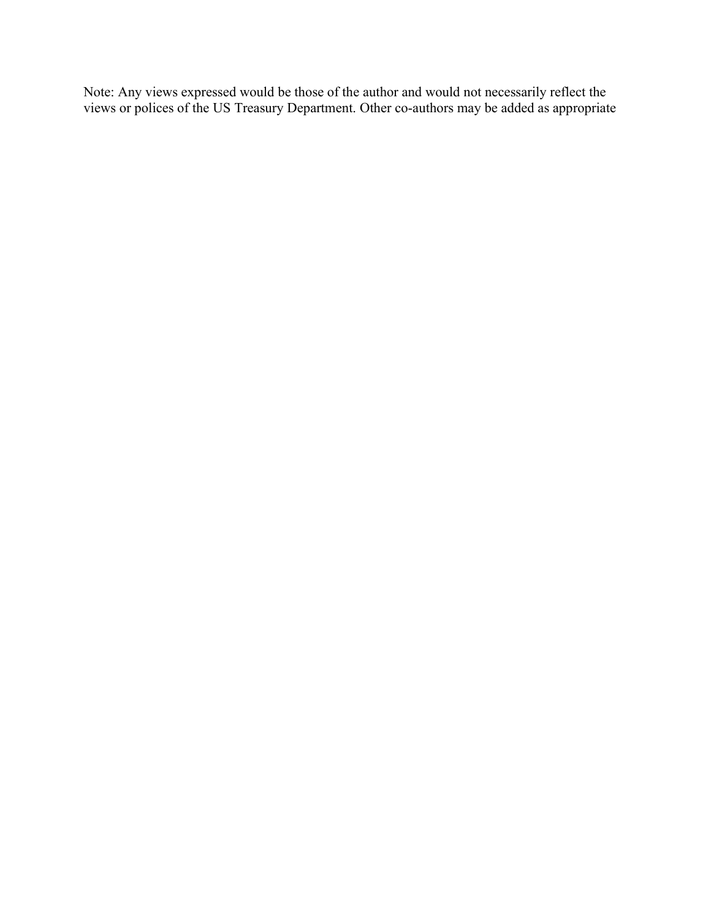Note: Any views expressed would be those of the author and would not necessarily reflect the views or polices of the US Treasury Department. Other co-authors may be added as appropriate